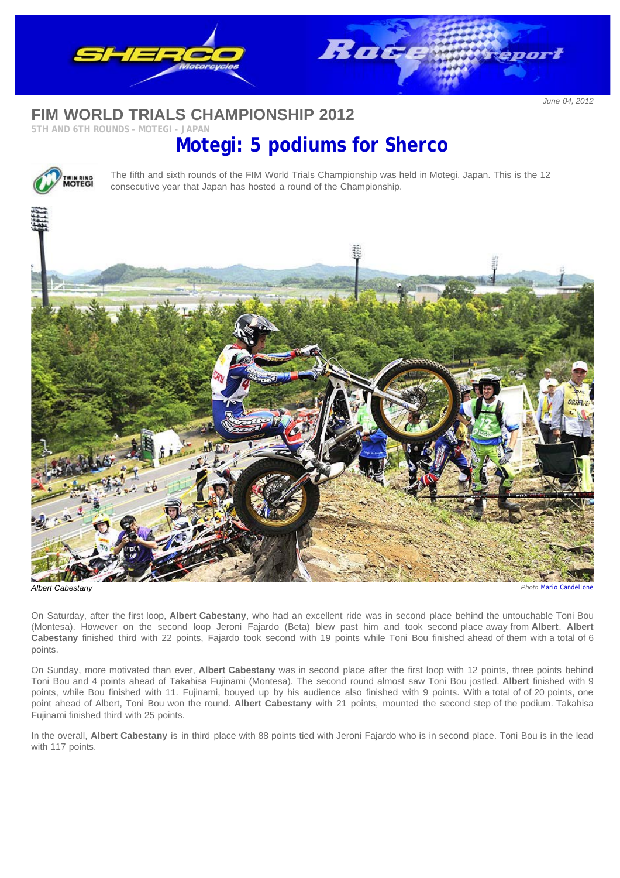June 04, 2012

# FIM WORLD TRIALS CHAMPIONSHIP 2012

5TH AND 6TH ROUNDS - MOTEGI - JAPAN

## Motegi: 5 podiums for Sherco

The fifth and sixth rounds of the FIM World Trials Championship was held in Motegi, Japan. This is the 12 consecutive year that Japan has hosted a round of the Championship.

*Albert Cabestany*

Photo Mario Candellone

On Saturday, after the first loop, **Albert Cabestany**, who had an excellent ride was in second place behind the untouchable Toni Bou (Montesa). However on the second loop Jeroni Fajardo (Beta) blew past him and took second place away from **Albert**. **Albert Cabestany** finished third with 22 points, Fajardo took second with 19 points while Toni Bou finished ahead of them with a total of 6 points.

On Sunday, more motivated than ever, **Albert Cabestany** was in second place after the first loop with 12 points, three points behind Toni Bou and 4 points ahead of Takahisa Fujinami (Montesa). The second round almost saw Toni Bou jostled. **Albert** finished with 9 points, while Bou finished with 11. Fujinami, bouyed up by his audience also finished with 9 points. With a total of of 20 points, one point ahead of Albert, Toni Bou won the round. **Albert Cabestany** with 21 points, mounted the second step of the podium. Takahisa Fujinami finished third with 25 points.

In the overall, **Albert Cabestany** is in third place with 88 points tied with Jeroni Fajardo who is in second place. Toni Bou is in the lead with 117 points.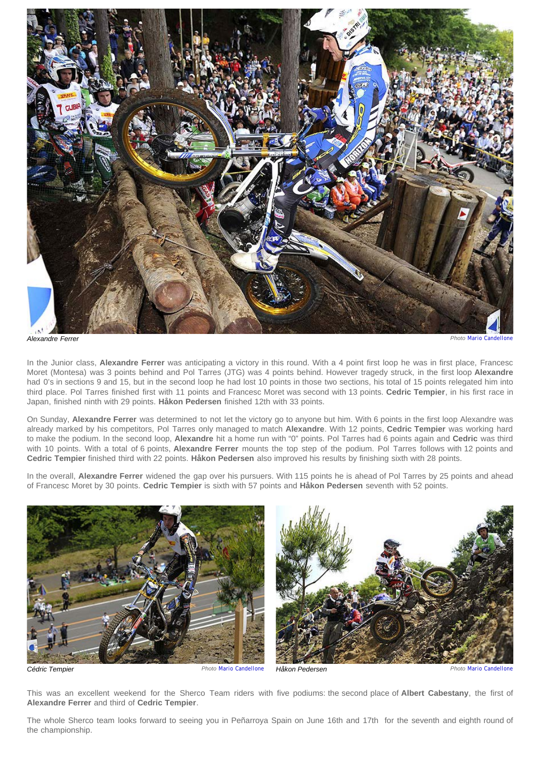Alexandre Ferrer Photo Mario Candellone

In the Junior class, **Alexandre Ferrer** was anticipating a victory in this round. With a 4 point first loop he was in first place, Francesc Moret (Montesa) was 3 points behind and Pol Tarres (JTG) was 4 points behind. However tragedy struck, in the first loop **Alexandre** had 0's in sections 9 and 15, but in the second loop he had lost 10 points in those two sections, his total of 15 points relegated him into third place. Pol Tarres finished first with 11 points and Francesc Moret was second with 13 points. **Cedric Tempier**, in his first race in Japan, finished ninth with 29 points. **Håkon Pedersen** finished 12th with 33 points.

On Sunday, **Alexandre Ferrer** was determined to not let the victory go to anyone but him. With 6 points in the first loop Alexandre was already marked by his competitors, Pol Tarres only managed to match **Alexandre**. With 12 points, **Cedric Tempier** was working hard to make the podium. In the second loop, **Alexandre** hit a home run with "0" points. Pol Tarres had 6 points again and **Cedric** was third with 10 points. With a total of 6 points, **Alexandre Ferrer** mounts the top step of the podium. Pol Tarres follows with 12 points and **Cedric Tempier** finished third with 22 points. **Håkon Pedersen** also improved his results by finishing sixth with 28 points.

In the overall, **Alexandre Ferrer** widened the gap over his pursuers. With 115 points he is ahead of Pol Tarres by 25 points and ahead of Francesc Moret by 30 points. **Cedric Tempier** is sixth with 57 points and **Håkon Pedersen** seventh with 52 points.

Cédric Tempier Photo Mario Candellone

Håkon Pedersen Photo Mario Candellone

This was an excellent weekend for the Sherco Team riders with five podiums: the second place of **Albert Cabestany**, the first of **Alexandre Ferrer** and third of **Cedric Tempier**.

The whole Sherco team looks forward to seeing you in Peñarroya Spain on June 16th and 17th for the seventh and eighth round of the championship.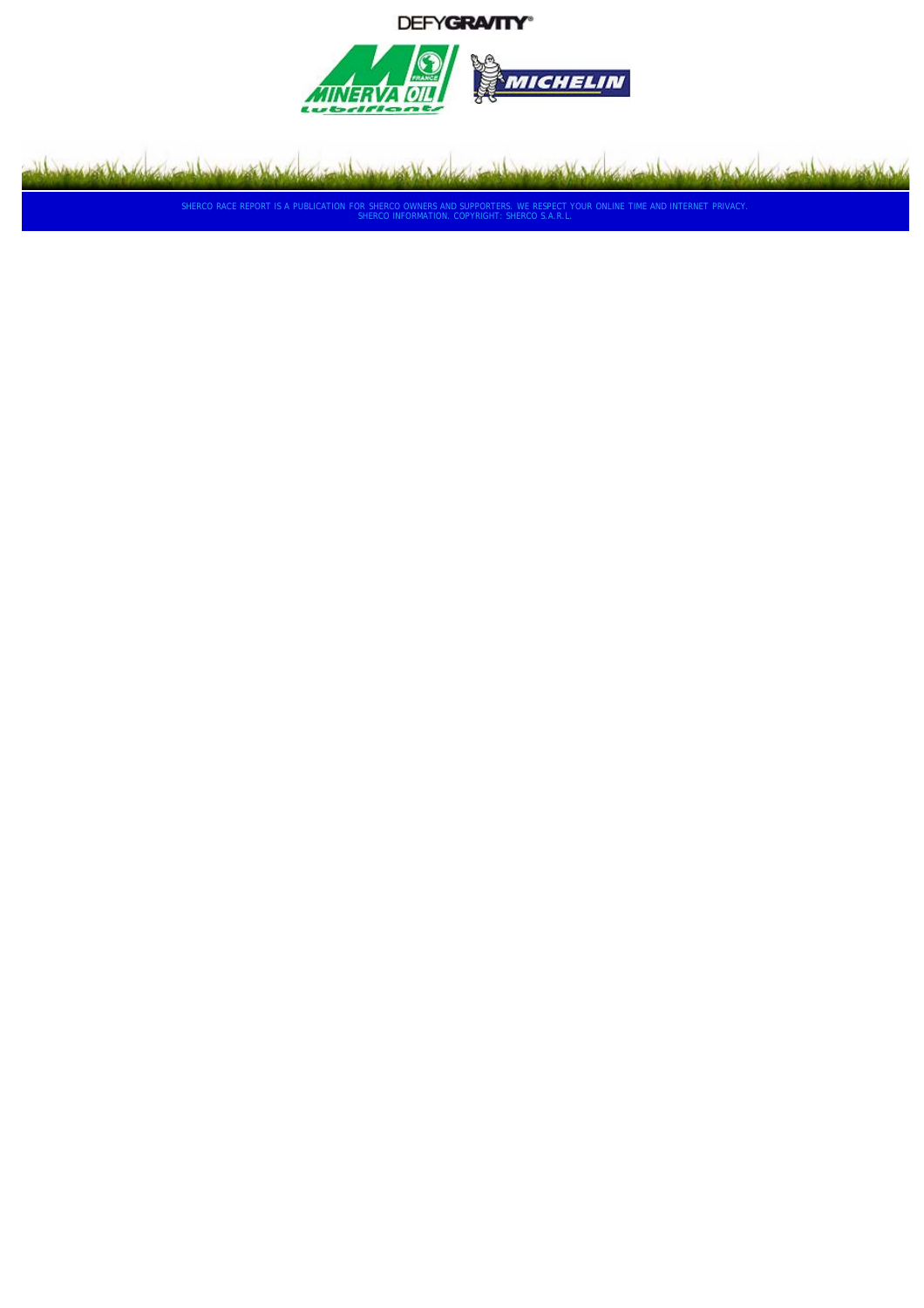DEFYGRAVITY®

SHERCO RACE REPORT IS A PUBLICATION FOR SHERCO OWNERS AND SUPPORTERS. WE RESPECT YOUR ONLINE TIME AND INTERNET PRIVACY.
SHERCO INFORMATION. COPYRIGHT: SHERCO S.A.R.L.